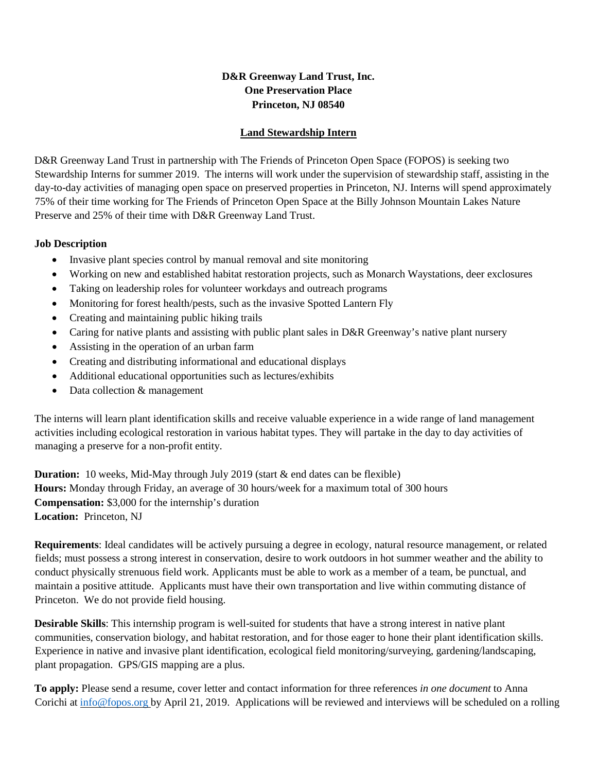**D&R Greenway Land Trust, Inc.**
**One Preservation Place**
**Princeton, NJ 08540**

## Land Stewardship Intern

D&R Greenway Land Trust in partnership with The Friends of Princeton Open Space (FOPOS) is seeking two Stewardship Interns for summer 2019. The interns will work under the supervision of stewardship staff, assisting in the day-to-day activities of managing open space on preserved properties in Princeton, NJ. Interns will spend approximately 75% of their time working for The Friends of Princeton Open Space at the Billy Johnson Mountain Lakes Nature Preserve and 25% of their time with D&R Greenway Land Trust.

### Job Description

- Invasive plant species control by manual removal and site monitoring
- Working on new and established habitat restoration projects, such as Monarch Waystations, deer exclosures
- Taking on leadership roles for volunteer workdays and outreach programs
- Monitoring for forest health/pests, such as the invasive Spotted Lantern Fly
- Creating and maintaining public hiking trails
- Caring for native plants and assisting with public plant sales in D&R Greenway's native plant nursery
- Assisting in the operation of an urban farm
- Creating and distributing informational and educational displays
- Additional educational opportunities such as lectures/exhibits
- Data collection & management

The interns will learn plant identification skills and receive valuable experience in a wide range of land management activities including ecological restoration in various habitat types. They will partake in the day to day activities of managing a preserve for a non-profit entity.

**Duration:** 10 weeks, Mid-May through July 2019 (start & end dates can be flexible)
**Hours:** Monday through Friday, an average of 30 hours/week for a maximum total of 300 hours
**Compensation:** $3,000 for the internship's duration
**Location:** Princeton, NJ

**Requirements**: Ideal candidates will be actively pursuing a degree in ecology, natural resource management, or related fields; must possess a strong interest in conservation, desire to work outdoors in hot summer weather and the ability to conduct physically strenuous field work. Applicants must be able to work as a member of a team, be punctual, and maintain a positive attitude. Applicants must have their own transportation and live within commuting distance of Princeton. We do not provide field housing.

**Desirable Skills**: This internship program is well-suited for students that have a strong interest in native plant communities, conservation biology, and habitat restoration, and for those eager to hone their plant identification skills. Experience in native and invasive plant identification, ecological field monitoring/surveying, gardening/landscaping, plant propagation. GPS/GIS mapping are a plus.

**To apply:** Please send a resume, cover letter and contact information for three references *in one document* to Anna Corichi at info@fopos.org by April 21, 2019. Applications will be reviewed and interviews will be scheduled on a rolling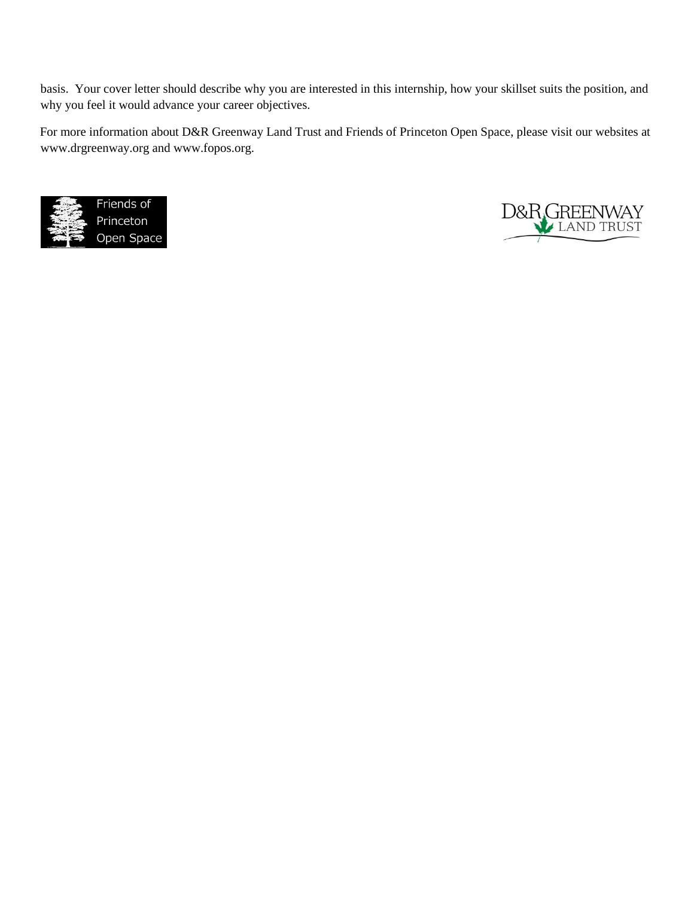basis. Your cover letter should describe why you are interested in this internship, how your skillset suits the position, and why you feel it would advance your career objectives.

For more information about D&R Greenway Land Trust and Friends of Princeton Open Space, please visit our websites at www.drgreenway.org and www.fopos.org.

Friends of Princeton Open Space

D&R GREENWAY LAND TRUST